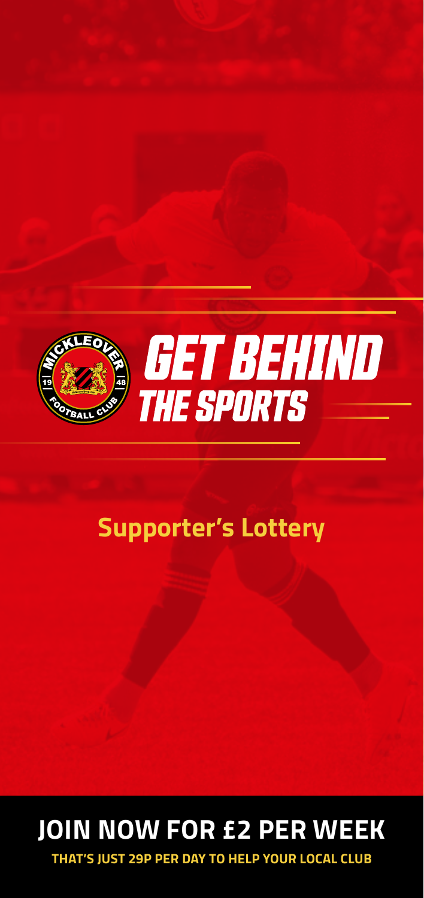# GET BEHIND THE SPORTS

## Supporter's Lottery

## JOIN NOW FOR £2 PER WEEK

**THAT'S JUST 29P PER DAY TO HELP YOUR LOCAL CLUB**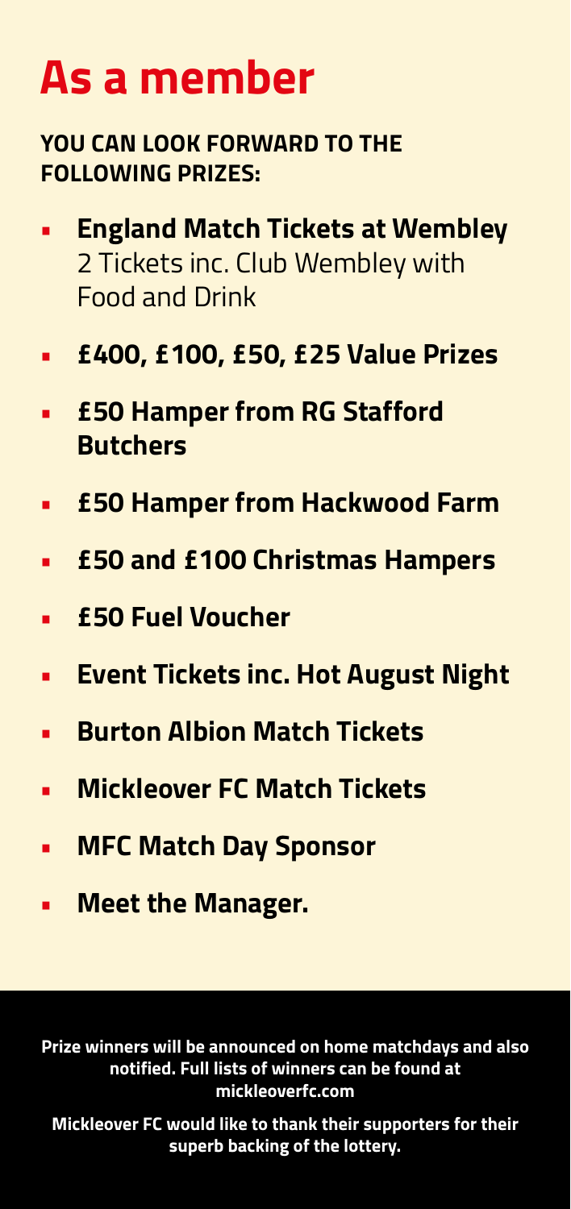# As a member

**YOU CAN LOOK FORWARD TO THE FOLLOWING PRIZES:**

- **England Match Tickets at Wembley**
  2 Tickets inc. Club Wembley with Food and Drink
- **£400, £100, £50, £25 Value Prizes**
- **£50 Hamper from RG Stafford Butchers**
- **£50 Hamper from Hackwood Farm**
- **£50 and £100 Christmas Hampers**
- **£50 Fuel Voucher**
- **Event Tickets inc. Hot August Night**
- **Burton Albion Match Tickets**
- **Mickleover FC Match Tickets**
- **MFC Match Day Sponsor**
- **Meet the Manager.**

**Prize winners will be announced on home matchdays and also notified. Full lists of winners can be found at mickleoverfc.com**

**Mickleover FC would like to thank their supporters for their superb backing of the lottery.**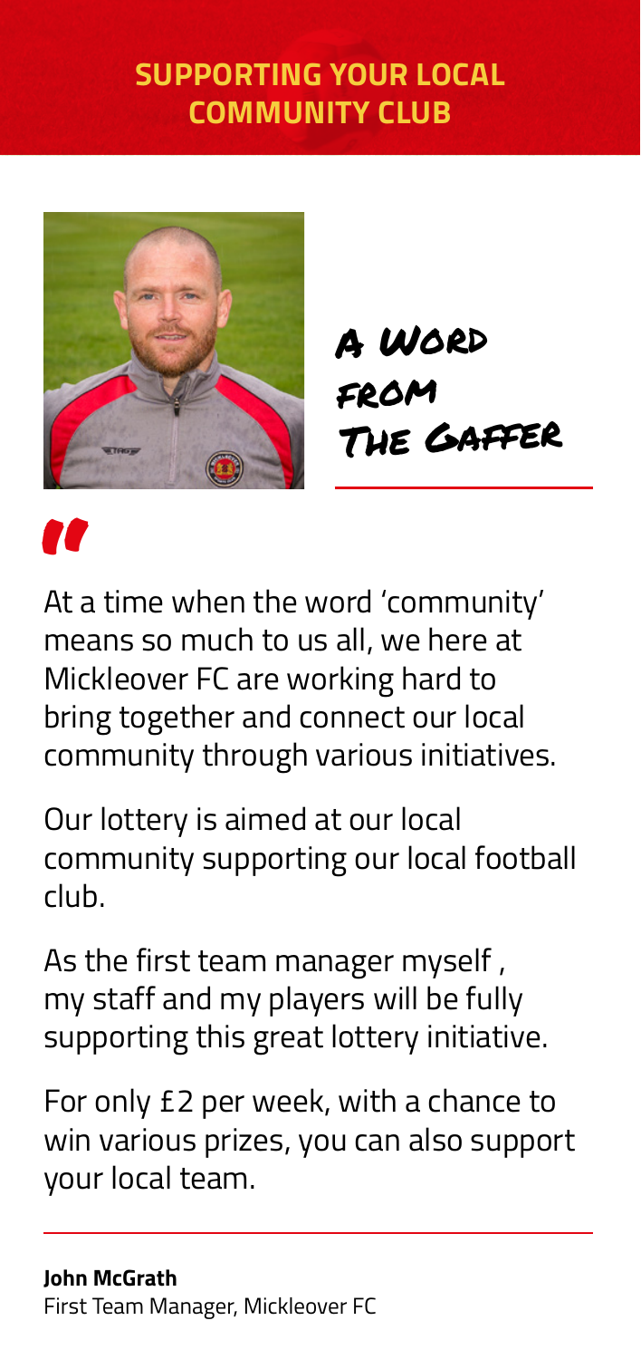# SUPPORTING YOUR LOCAL COMMUNITY CLUB

## A Word from The Gaffer

"

At a time when the word 'community' means so much to us all, we here at Mickleover FC are working hard to bring together and connect our local community through various initiatives.

Our lottery is aimed at our local community supporting our local football club.

As the first team manager myself , my staff and my players will be fully supporting this great lottery initiative.

For only £2 per week, with a chance to win various prizes, you can also support your local team.

**John McGrath**
First Team Manager, Mickleover FC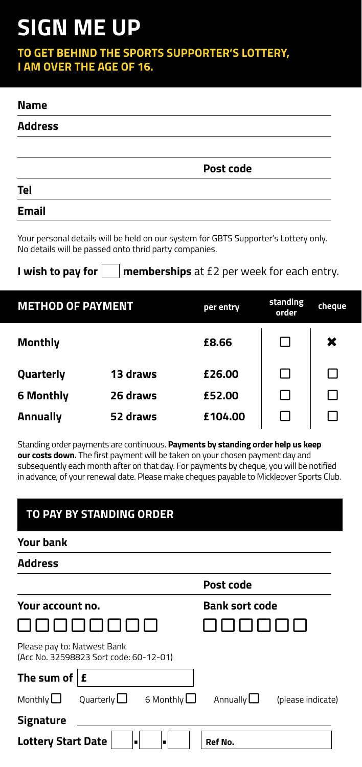# SIGN ME UP

**TO GET BEHIND THE SPORTS SUPPORTER'S LOTTERY, I AM OVER THE AGE OF 16.**

**Name**

**Address**

**Post code**

**Tel**

**Email**

Your personal details will be held on our system for GBTS Supporter's Lottery only. No details will be passed onto thrid party companies.

**I wish to pay for** ☐ **memberships** at £2 per week for each entry.

| METHOD OF PAYMENT | | per entry | standing order | cheque |
|---|---|---|---|---|
| **Monthly** | | **£8.66** | ☐ | ✖ |
| **Quarterly** | **13 draws** | **£26.00** | ☐ | ☐ |
| **6 Monthly** | **26 draws** | **£52.00** | ☐ | ☐ |
| **Annually** | **52 draws** | **£104.00** | ☐ | ☐ |

Standing order payments are continuous. **Payments by standing order help us keep our costs down.** The first payment will be taken on your chosen payment day and subsequently each month after on that day. For payments by cheque, you will be notified in advance, of your renewal date. Please make cheques payable to Mickleover Sports Club.

## TO PAY BY STANDING ORDER

**Your bank**

**Address**

**Post code**

**Your account no.** ☐☐☐☐☐☐☐☐

**Bank sort code** ☐☐☐☐☐☐

Please pay to: Natwest Bank
(Acc No. 32598823 Sort code: 60-12-01)

**The sum of** £

Monthly ☐ Quarterly ☐ 6 Monthly ☐ Annually ☐ (please indicate)

**Signature**

**Lottery Start Date** ☐.☐.☐

**Ref No.**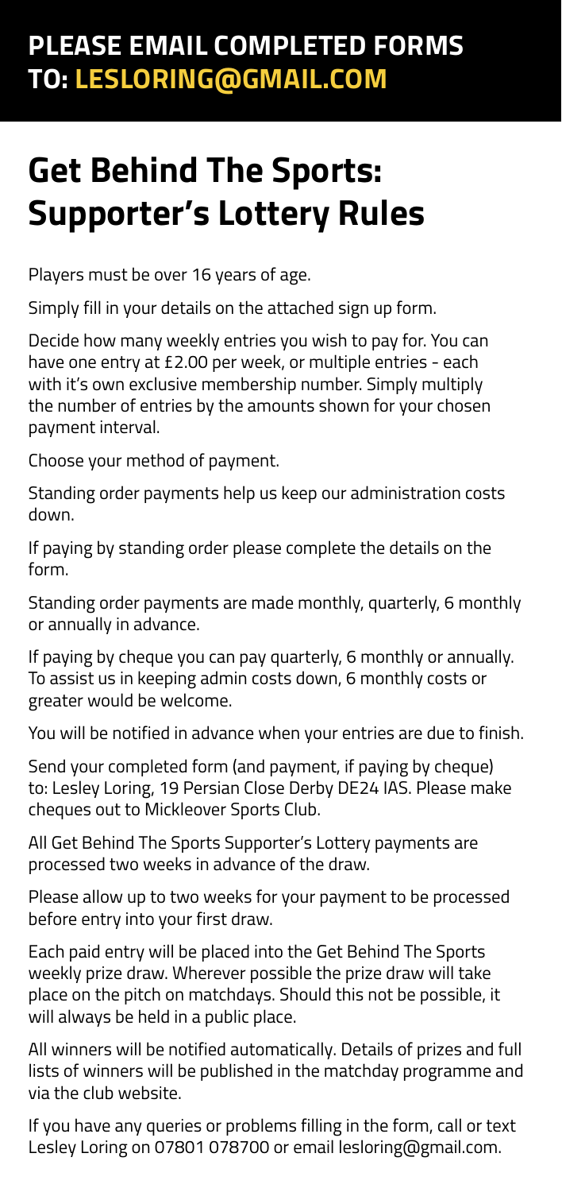**PLEASE EMAIL COMPLETED FORMS TO: LESLORING@GMAIL.COM**

# Get Behind The Sports: Supporter's Lottery Rules

Players must be over 16 years of age.

Simply fill in your details on the attached sign up form.

Decide how many weekly entries you wish to pay for. You can have one entry at £2.00 per week, or multiple entries - each with it's own exclusive membership number. Simply multiply the number of entries by the amounts shown for your chosen payment interval.

Choose your method of payment.

Standing order payments help us keep our administration costs down.

If paying by standing order please complete the details on the form.

Standing order payments are made monthly, quarterly, 6 monthly or annually in advance.

If paying by cheque you can pay quarterly, 6 monthly or annually. To assist us in keeping admin costs down, 6 monthly costs or greater would be welcome.

You will be notified in advance when your entries are due to finish.

Send your completed form (and payment, if paying by cheque) to: Lesley Loring, 19 Persian Close Derby DE24 IAS. Please make cheques out to Mickleover Sports Club.

All Get Behind The Sports Supporter's Lottery payments are processed two weeks in advance of the draw.

Please allow up to two weeks for your payment to be processed before entry into your first draw.

Each paid entry will be placed into the Get Behind The Sports weekly prize draw. Wherever possible the prize draw will take place on the pitch on matchdays. Should this not be possible, it will always be held in a public place.

All winners will be notified automatically. Details of prizes and full lists of winners will be published in the matchday programme and via the club website.

If you have any queries or problems filling in the form, call or text Lesley Loring on 07801 078700 or email lesloring@gmail.com.